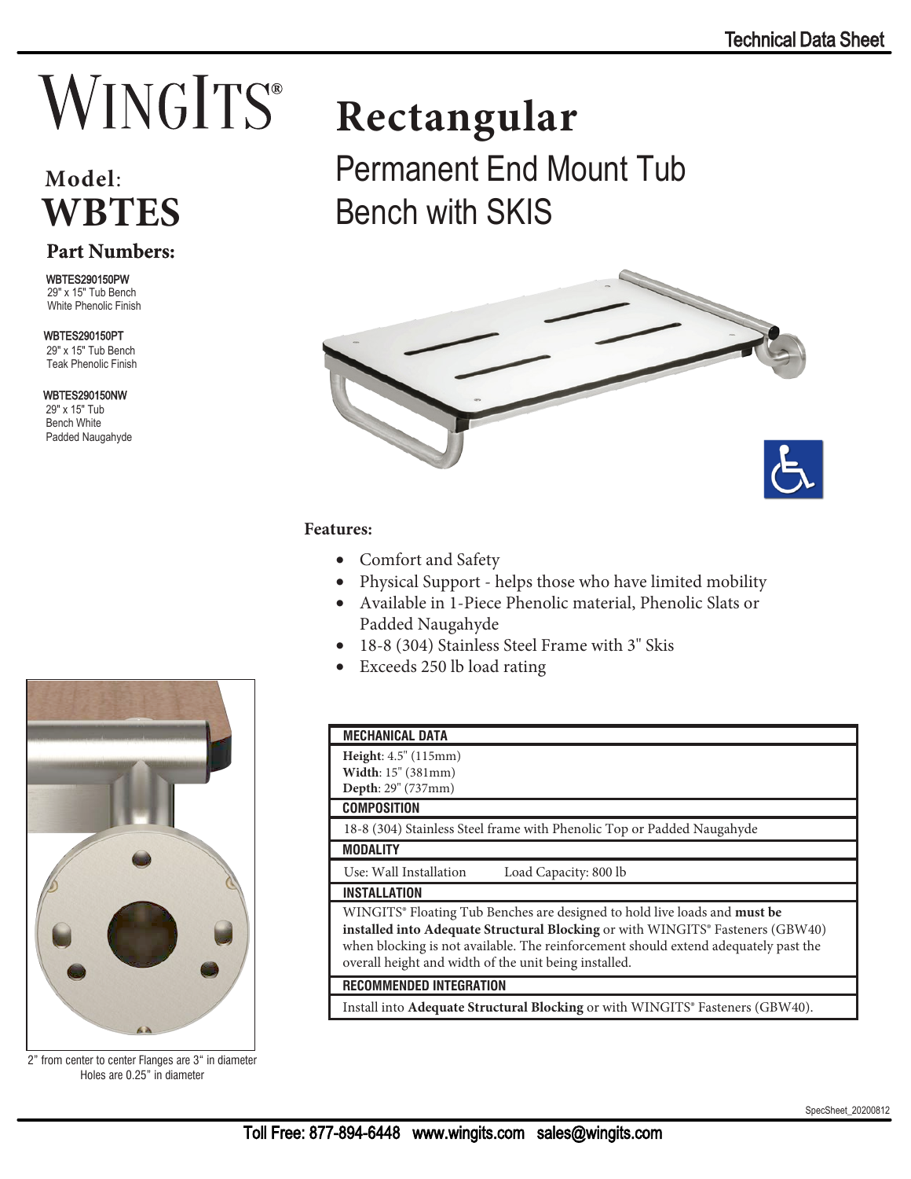Technical Data Sheet

# WINGITS®

## Model: WBTES

# Rectangular

## Permanent End Mount Tub Bench with SKIS

### Part Numbers:

WBTES290150PW
29" x 15" Tub Bench
White Phenolic Finish

WBTES290150PT
29" x 15" Tub Bench
Teak Phenolic Finish

WBTES290150NW
29" x 15" Tub
Bench White
Padded Naugahyde

### Features:

- Comfort and Safety
- Physical Support - helps those who have limited mobility
- Available in 1-Piece Phenolic material, Phenolic Slats or Padded Naugahyde
- 18-8 (304) Stainless Steel Frame with 3" Skis
- Exceeds 250 lb load rating

2" from center to center Flanges are 3" in diameter
Holes are 0.25" in diameter

| MECHANICAL DATA |
|---|
| **Height**: 4.5" (115mm)<br>**Width**: 15" (381mm)<br>**Depth**: 29" (737mm) |
| **COMPOSITION** |
| 18-8 (304) Stainless Steel frame with Phenolic Top or Padded Naugahyde |
| **MODALITY** |
| Use: Wall Installation Load Capacity: 800 lb |
| **INSTALLATION** |
| WINGITS® Floating Tub Benches are designed to hold live loads and **must be installed into Adequate Structural Blocking** or with WINGITS® Fasteners (GBW40) when blocking is not available. The reinforcement should extend adequately past the overall height and width of the unit being installed. |
| **RECOMMENDED INTEGRATION** |
| Install into **Adequate Structural Blocking** or with WINGITS® Fasteners (GBW40). |

SpecSheet_20200812

Toll Free: 877-894-6448 www.wingits.com sales@wingits.com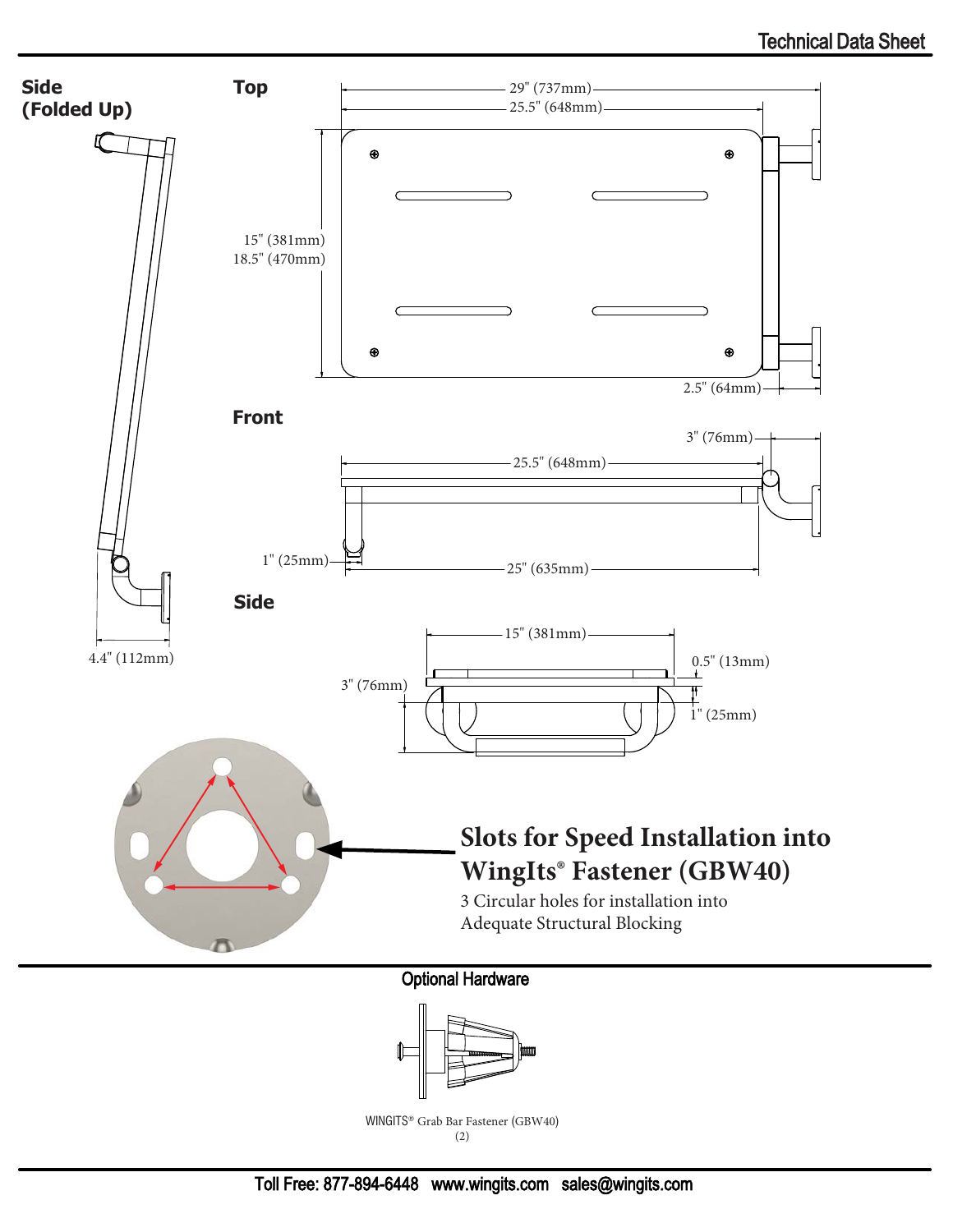## Technical Data Sheet

**Side (Folded Up)**

4.4" (112mm)

**Top**

29" (737mm)
25.5" (648mm)
15" (381mm)
18.5" (470mm)
2.5" (64mm)

**Front**

3" (76mm)
25.5" (648mm)
1" (25mm)
25" (635mm)

**Side**

15" (381mm)
0.5" (13mm)
3" (76mm)
1" (25mm)

## Slots for Speed Installation into WingIts® Fastener (GBW40)

3 Circular holes for installation into
Adequate Structural Blocking

### Optional Hardware

WINGITS® Grab Bar Fastener (GBW40)
(2)

Toll Free: 877-894-6448 www.wingits.com sales@wingits.com